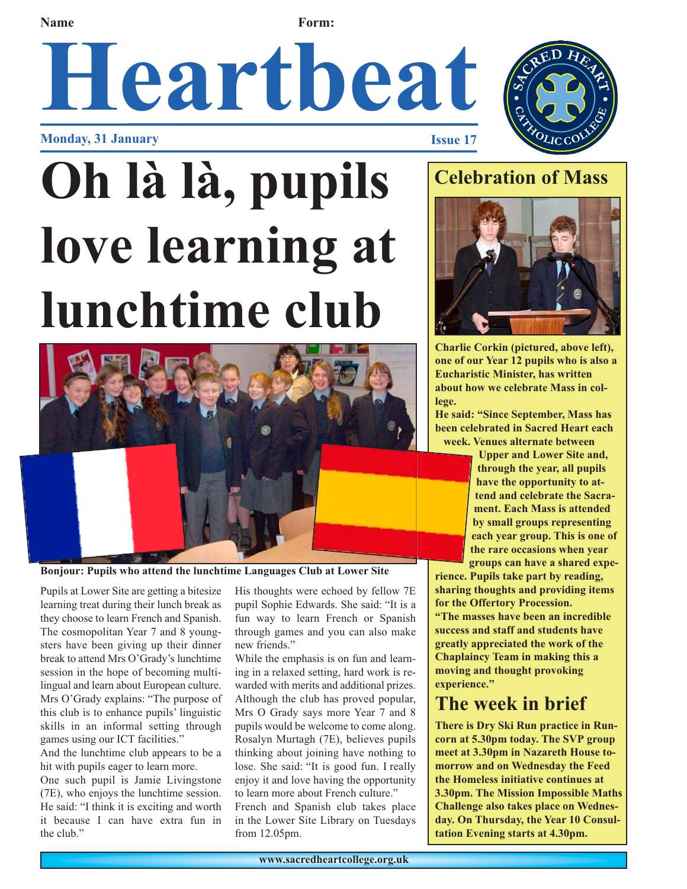Name Form:

# Heartbeat

**Monday, 31 January** **Issue 17**

# Oh là là, pupils love learning at lunchtime club

Bonjour: Pupils who attend the lunchtime Languages Club at Lower Site

Pupils at Lower Site are getting a bitesize learning treat during their lunch break as they choose to learn French and Spanish. The cosmopolitan Year 7 and 8 youngsters have been giving up their dinner break to attend Mrs O'Grady's lunchtime session in the hope of becoming multilingual and learn about European culture.

Mrs O'Grady explains: "The purpose of this club is to enhance pupils' linguistic skills in an informal setting through games using our ICT facilities."

And the lunchtime club appears to be a hit with pupils eager to learn more.

One such pupil is Jamie Livingstone (7E), who enjoys the lunchtime session. He said: "I think it is exciting and worth it because I can have extra fun in the club."

His thoughts were echoed by fellow 7E pupil Sophie Edwards. She said: "It is a fun way to learn French or Spanish through games and you can also make new friends."

While the emphasis is on fun and learning in a relaxed setting, hard work is rewarded with merits and additional prizes.

Although the club has proved popular, Mrs O Grady says more Year 7 and 8 pupils would be welcome to come along.

Rosalyn Murtagh (7E), believes pupils thinking about joining have nothing to lose. She said: "It is good fun. I really enjoy it and love having the opportunity to learn more about French culture."

French and Spanish club takes place in the Lower Site Library on Tuesdays from 12.05pm.

## Celebration of Mass

**Charlie Corkin (pictured, above left), one of our Year 12 pupils who is also a Eucharistic Minister, has written about how we celebrate Mass in college.**

**He said: "Since September, Mass has been celebrated in Sacred Heart each week. Venues alternate between Upper and Lower Site and, through the year, all pupils have the opportunity to attend and celebrate the Sacrament. Each Mass is attended by small groups representing each year group. This is one of the rare occasions when year groups can have a shared experience. Pupils take part by reading, sharing thoughts and providing items for the Offertory Procession.**

**"The masses have been an incredible success and staff and students have greatly appreciated the work of the Chaplaincy Team in making this a moving and thought provoking experience."**

## The week in brief

**There is Dry Ski Run practice in Runcorn at 5.30pm today. The SVP group meet at 3.30pm in Nazareth House tomorrow and on Wednesday the Feed the Homeless initiative continues at 3.30pm. The Mission Impossible Maths Challenge also takes place on Wednesday. On Thursday, the Year 10 Consultation Evening starts at 4.30pm.**

www.sacredheartcollege.org.uk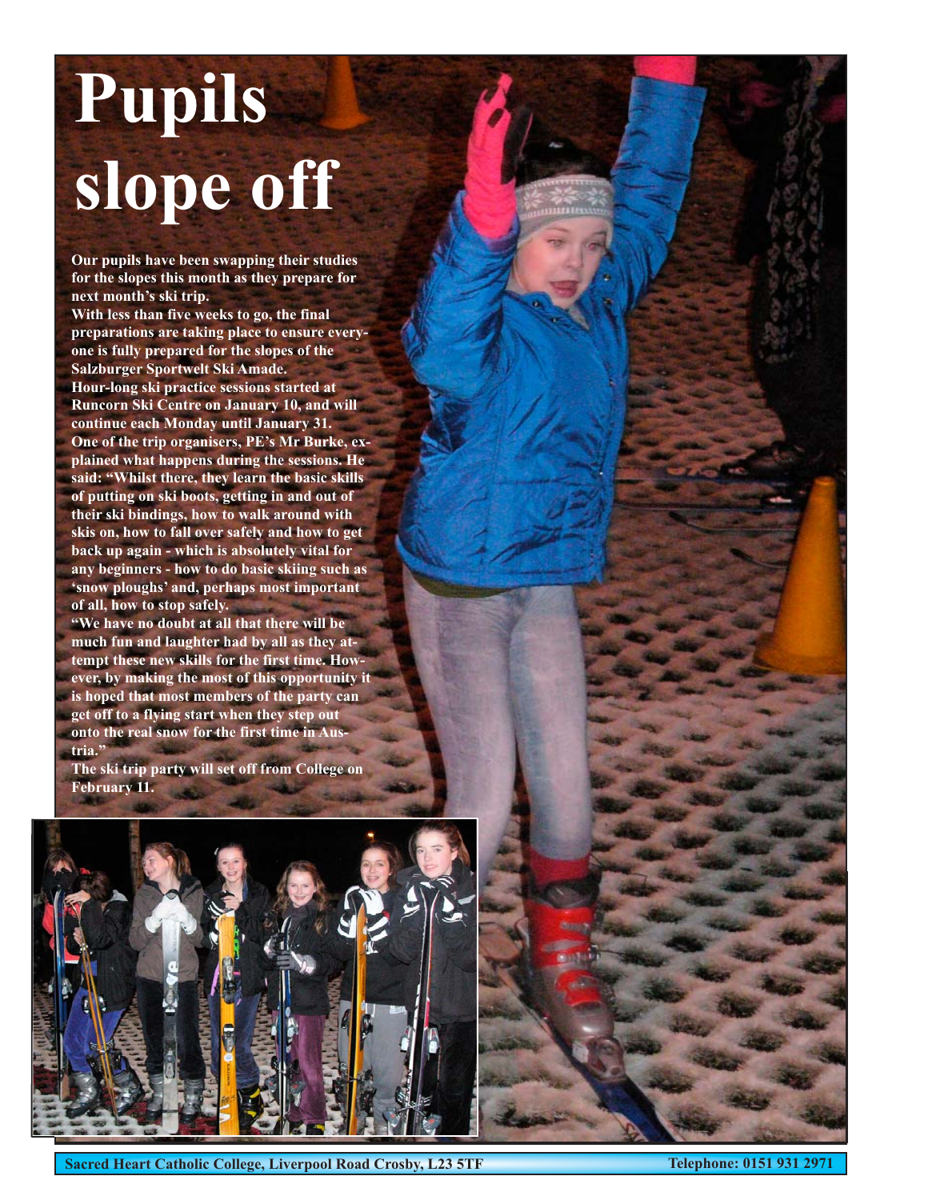# Pupils slope off

Our pupils have been swapping their studies for the slopes this month as they prepare for next month's ski trip.

With less than five weeks to go, the final preparations are taking place to ensure everyone is fully prepared for the slopes of the Salzburger Sportwelt Ski Amade.

Hour-long ski practice sessions started at Runcorn Ski Centre on January 10, and will continue each Monday until January 31.

One of the trip organisers, PE's Mr Burke, explained what happens during the sessions. He said: "Whilst there, they learn the basic skills of putting on ski boots, getting in and out of their ski bindings, how to walk around with skis on, how to fall over safely and how to get back up again - which is absolutely vital for any beginners - how to do basic skiing such as 'snow ploughs' and, perhaps most important of all, how to stop safely.

"We have no doubt at all that there will be much fun and laughter had by all as they attempt these new skills for the first time. However, by making the most of this opportunity it is hoped that most members of the party can get off to a flying start when they step out onto the real snow for the first time in Austria."

The ski trip party will set off from College on February 11.

Sacred Heart Catholic College, Liverpool Road Crosby, L23 5TF — Telephone: 0151 931 2971